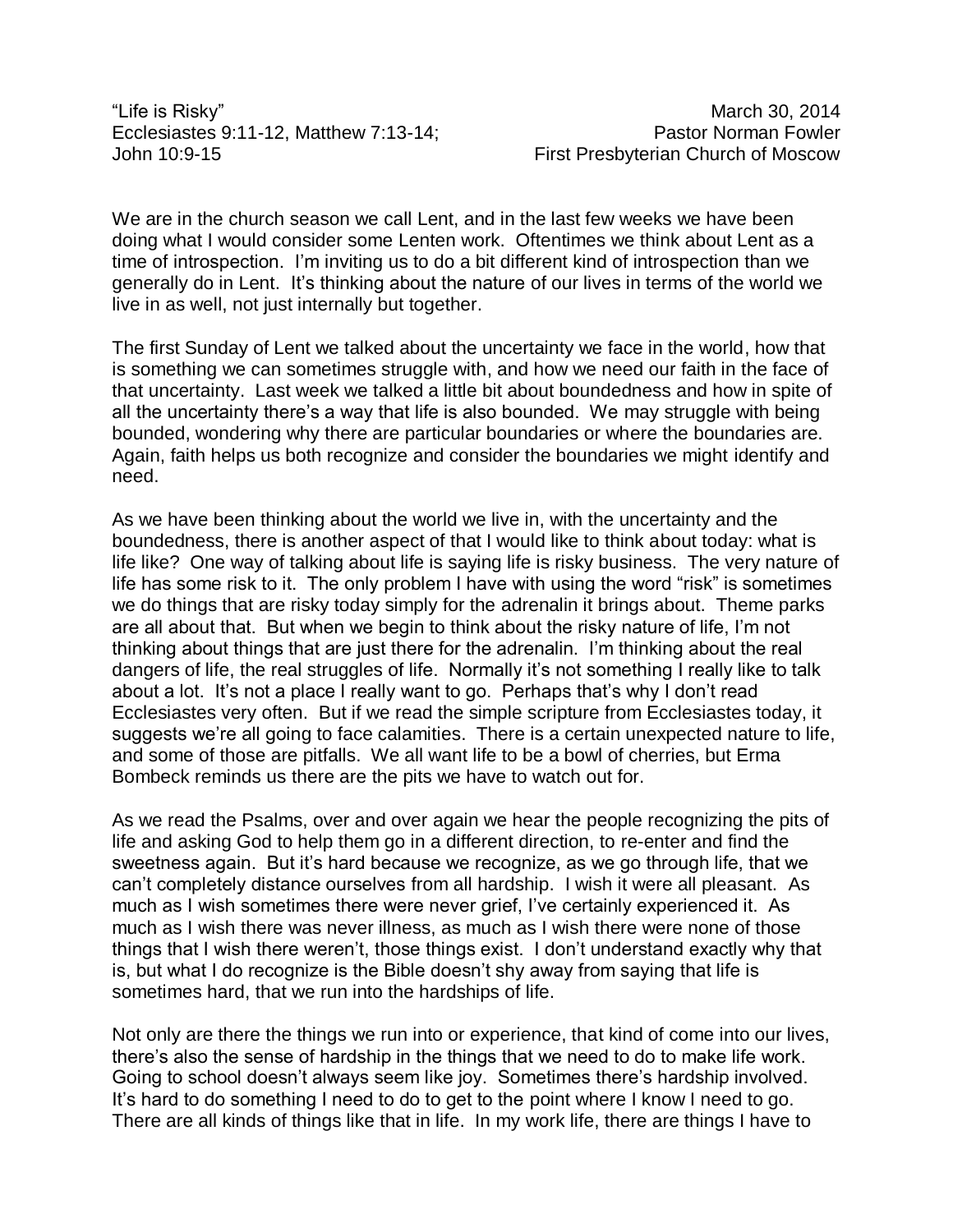"Life is Risky"
Ecclesiastes 9:11-12, Matthew 7:13-14;
John 10:9-15

March 30, 2014
Pastor Norman Fowler
First Presbyterian Church of Moscow

We are in the church season we call Lent, and in the last few weeks we have been doing what I would consider some Lenten work. Oftentimes we think about Lent as a time of introspection. I'm inviting us to do a bit different kind of introspection than we generally do in Lent. It's thinking about the nature of our lives in terms of the world we live in as well, not just internally but together.

The first Sunday of Lent we talked about the uncertainty we face in the world, how that is something we can sometimes struggle with, and how we need our faith in the face of that uncertainty. Last week we talked a little bit about boundedness and how in spite of all the uncertainty there's a way that life is also bounded. We may struggle with being bounded, wondering why there are particular boundaries or where the boundaries are. Again, faith helps us both recognize and consider the boundaries we might identify and need.

As we have been thinking about the world we live in, with the uncertainty and the boundedness, there is another aspect of that I would like to think about today: what is life like? One way of talking about life is saying life is risky business. The very nature of life has some risk to it. The only problem I have with using the word "risk" is sometimes we do things that are risky today simply for the adrenalin it brings about. Theme parks are all about that. But when we begin to think about the risky nature of life, I'm not thinking about things that are just there for the adrenalin. I'm thinking about the real dangers of life, the real struggles of life. Normally it's not something I really like to talk about a lot. It's not a place I really want to go. Perhaps that's why I don't read Ecclesiastes very often. But if we read the simple scripture from Ecclesiastes today, it suggests we're all going to face calamities. There is a certain unexpected nature to life, and some of those are pitfalls. We all want life to be a bowl of cherries, but Erma Bombeck reminds us there are the pits we have to watch out for.

As we read the Psalms, over and over again we hear the people recognizing the pits of life and asking God to help them go in a different direction, to re-enter and find the sweetness again. But it's hard because we recognize, as we go through life, that we can't completely distance ourselves from all hardship. I wish it were all pleasant. As much as I wish sometimes there were never grief, I've certainly experienced it. As much as I wish there was never illness, as much as I wish there were none of those things that I wish there weren't, those things exist. I don't understand exactly why that is, but what I do recognize is the Bible doesn't shy away from saying that life is sometimes hard, that we run into the hardships of life.

Not only are there the things we run into or experience, that kind of come into our lives, there's also the sense of hardship in the things that we need to do to make life work. Going to school doesn't always seem like joy. Sometimes there's hardship involved. It's hard to do something I need to do to get to the point where I know I need to go. There are all kinds of things like that in life. In my work life, there are things I have to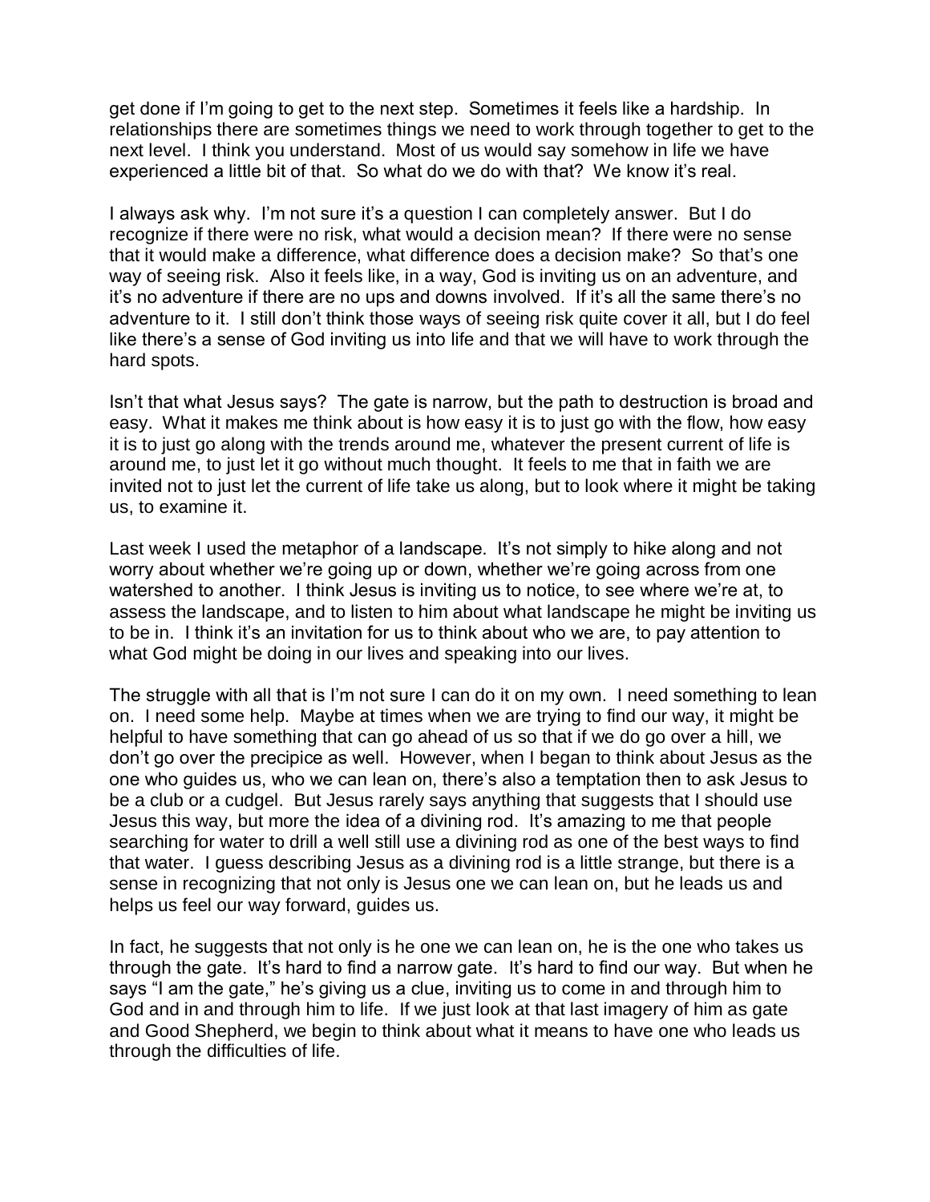get done if I'm going to get to the next step. Sometimes it feels like a hardship. In relationships there are sometimes things we need to work through together to get to the next level. I think you understand. Most of us would say somehow in life we have experienced a little bit of that. So what do we do with that? We know it's real.

I always ask why. I'm not sure it's a question I can completely answer. But I do recognize if there were no risk, what would a decision mean? If there were no sense that it would make a difference, what difference does a decision make? So that's one way of seeing risk. Also it feels like, in a way, God is inviting us on an adventure, and it's no adventure if there are no ups and downs involved. If it's all the same there's no adventure to it. I still don't think those ways of seeing risk quite cover it all, but I do feel like there's a sense of God inviting us into life and that we will have to work through the hard spots.

Isn't that what Jesus says? The gate is narrow, but the path to destruction is broad and easy. What it makes me think about is how easy it is to just go with the flow, how easy it is to just go along with the trends around me, whatever the present current of life is around me, to just let it go without much thought. It feels to me that in faith we are invited not to just let the current of life take us along, but to look where it might be taking us, to examine it.

Last week I used the metaphor of a landscape. It's not simply to hike along and not worry about whether we're going up or down, whether we're going across from one watershed to another. I think Jesus is inviting us to notice, to see where we're at, to assess the landscape, and to listen to him about what landscape he might be inviting us to be in. I think it's an invitation for us to think about who we are, to pay attention to what God might be doing in our lives and speaking into our lives.

The struggle with all that is I'm not sure I can do it on my own. I need something to lean on. I need some help. Maybe at times when we are trying to find our way, it might be helpful to have something that can go ahead of us so that if we do go over a hill, we don't go over the precipice as well. However, when I began to think about Jesus as the one who guides us, who we can lean on, there's also a temptation then to ask Jesus to be a club or a cudgel. But Jesus rarely says anything that suggests that I should use Jesus this way, but more the idea of a divining rod. It's amazing to me that people searching for water to drill a well still use a divining rod as one of the best ways to find that water. I guess describing Jesus as a divining rod is a little strange, but there is a sense in recognizing that not only is Jesus one we can lean on, but he leads us and helps us feel our way forward, guides us.

In fact, he suggests that not only is he one we can lean on, he is the one who takes us through the gate. It's hard to find a narrow gate. It's hard to find our way. But when he says "I am the gate," he's giving us a clue, inviting us to come in and through him to God and in and through him to life. If we just look at that last imagery of him as gate and Good Shepherd, we begin to think about what it means to have one who leads us through the difficulties of life.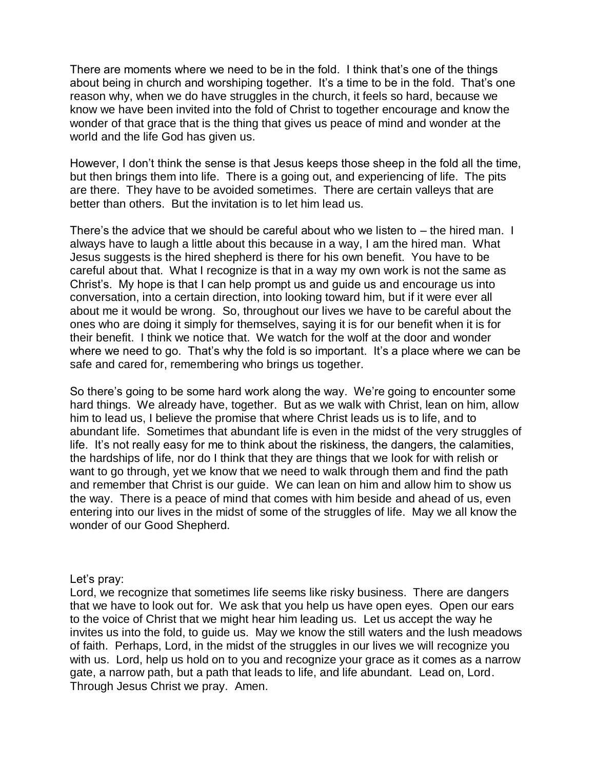There are moments where we need to be in the fold. I think that's one of the things about being in church and worshiping together. It's a time to be in the fold. That's one reason why, when we do have struggles in the church, it feels so hard, because we know we have been invited into the fold of Christ to together encourage and know the wonder of that grace that is the thing that gives us peace of mind and wonder at the world and the life God has given us.

However, I don't think the sense is that Jesus keeps those sheep in the fold all the time, but then brings them into life. There is a going out, and experiencing of life. The pits are there. They have to be avoided sometimes. There are certain valleys that are better than others. But the invitation is to let him lead us.

There's the advice that we should be careful about who we listen to – the hired man. I always have to laugh a little about this because in a way, I am the hired man. What Jesus suggests is the hired shepherd is there for his own benefit. You have to be careful about that. What I recognize is that in a way my own work is not the same as Christ's. My hope is that I can help prompt us and guide us and encourage us into conversation, into a certain direction, into looking toward him, but if it were ever all about me it would be wrong. So, throughout our lives we have to be careful about the ones who are doing it simply for themselves, saying it is for our benefit when it is for their benefit. I think we notice that. We watch for the wolf at the door and wonder where we need to go. That's why the fold is so important. It's a place where we can be safe and cared for, remembering who brings us together.

So there's going to be some hard work along the way. We're going to encounter some hard things. We already have, together. But as we walk with Christ, lean on him, allow him to lead us, I believe the promise that where Christ leads us is to life, and to abundant life. Sometimes that abundant life is even in the midst of the very struggles of life. It's not really easy for me to think about the riskiness, the dangers, the calamities, the hardships of life, nor do I think that they are things that we look for with relish or want to go through, yet we know that we need to walk through them and find the path and remember that Christ is our guide. We can lean on him and allow him to show us the way. There is a peace of mind that comes with him beside and ahead of us, even entering into our lives in the midst of some of the struggles of life. May we all know the wonder of our Good Shepherd.

Let's pray:
Lord, we recognize that sometimes life seems like risky business. There are dangers that we have to look out for. We ask that you help us have open eyes. Open our ears to the voice of Christ that we might hear him leading us. Let us accept the way he invites us into the fold, to guide us. May we know the still waters and the lush meadows of faith. Perhaps, Lord, in the midst of the struggles in our lives we will recognize you with us. Lord, help us hold on to you and recognize your grace as it comes as a narrow gate, a narrow path, but a path that leads to life, and life abundant. Lead on, Lord. Through Jesus Christ we pray. Amen.